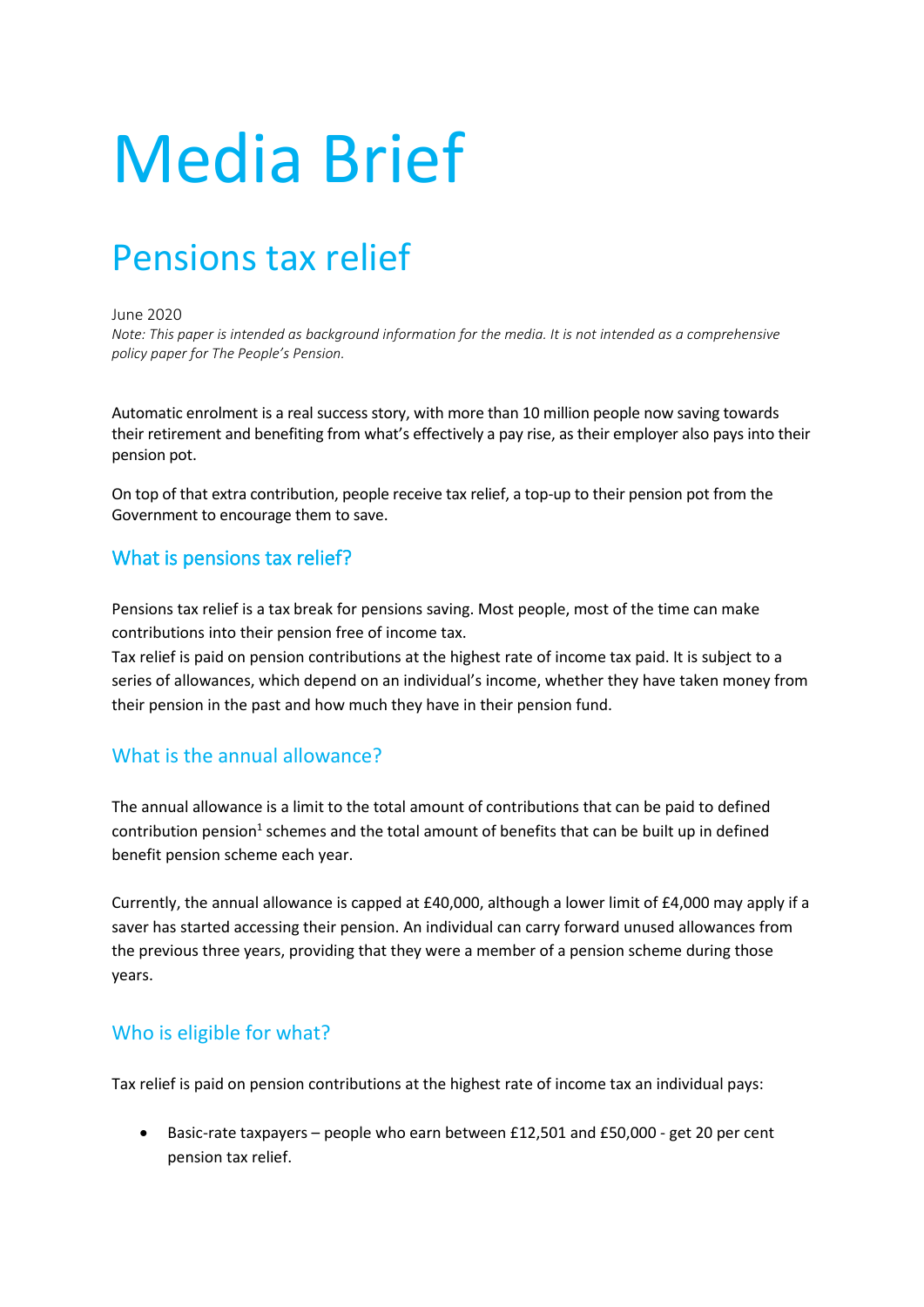# Media Brief

## Pensions tax relief

June 2020

*Note: This paper is intended as background information for the media. It is not intended as a comprehensive policy paper for The People's Pension.*

Automatic enrolment is a real success story, with more than 10 million people now saving towards their retirement and benefiting from what's effectively a pay rise, as their employer also pays into their pension pot.

On top of that extra contribution, people receive tax relief, a top-up to their pension pot from the Government to encourage them to save.

### What is pensions tax relief?

Pensions tax relief is a tax break for pensions saving. Most people, most of the time can make contributions into their pension free of income tax.

Tax relief is paid on pension contributions at the highest rate of income tax paid. It is subject to a series of allowances, which depend on an individual's income, whether they have taken money from their pension in the past and how much they have in their pension fund.

### What is the annual allowance?

The annual allowance is a limit to the total amount of contributions that can be paid to defined contribution pension[1] schemes and the total amount of benefits that can be built up in defined benefit pension scheme each year.

Currently, the annual allowance is capped at £40,000, although a lower limit of £4,000 may apply if a saver has started accessing their pension. An individual can carry forward unused allowances from the previous three years, providing that they were a member of a pension scheme during those years.

### Who is eligible for what?

Tax relief is paid on pension contributions at the highest rate of income tax an individual pays:

- Basic-rate taxpayers – people who earn between £12,501 and £50,000 - get 20 per cent pension tax relief.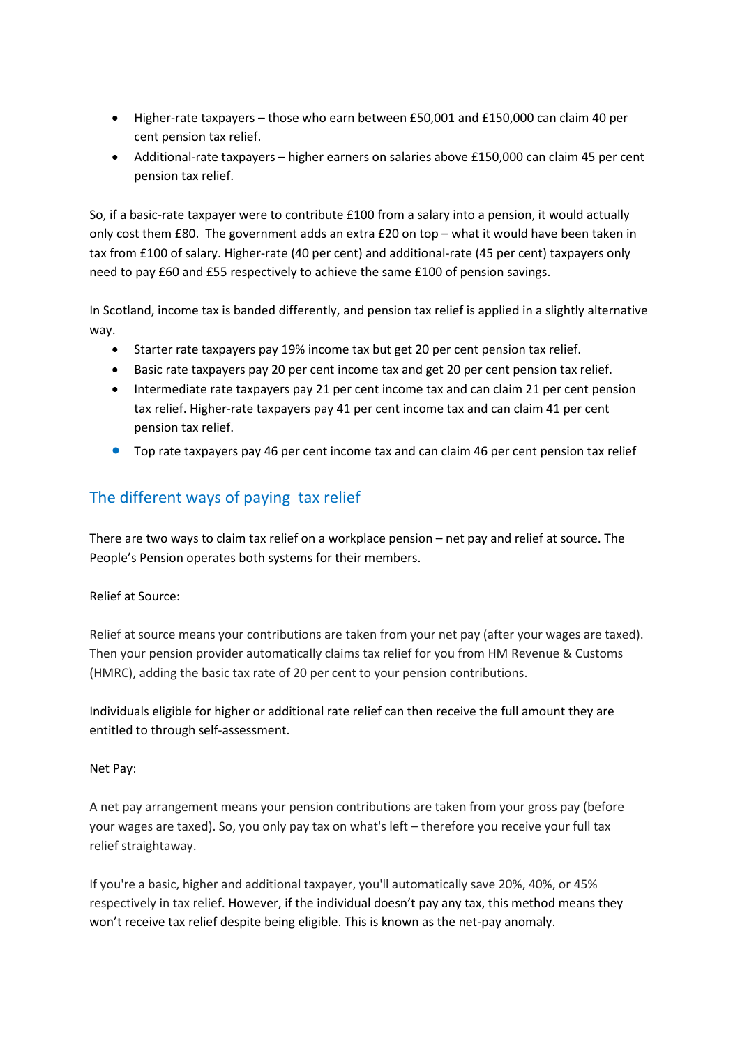- Higher-rate taxpayers – those who earn between £50,001 and £150,000 can claim 40 per cent pension tax relief.
- Additional-rate taxpayers – higher earners on salaries above £150,000 can claim 45 per cent pension tax relief.

So, if a basic-rate taxpayer were to contribute £100 from a salary into a pension, it would actually only cost them £80. The government adds an extra £20 on top – what it would have been taken in tax from £100 of salary. Higher-rate (40 per cent) and additional-rate (45 per cent) taxpayers only need to pay £60 and £55 respectively to achieve the same £100 of pension savings.

In Scotland, income tax is banded differently, and pension tax relief is applied in a slightly alternative way.

- Starter rate taxpayers pay 19% income tax but get 20 per cent pension tax relief.
- Basic rate taxpayers pay 20 per cent income tax and get 20 per cent pension tax relief.
- Intermediate rate taxpayers pay 21 per cent income tax and can claim 21 per cent pension tax relief. Higher-rate taxpayers pay 41 per cent income tax and can claim 41 per cent pension tax relief.
- Top rate taxpayers pay 46 per cent income tax and can claim 46 per cent pension tax relief

## The different ways of paying tax relief

There are two ways to claim tax relief on a workplace pension – net pay and relief at source. The People's Pension operates both systems for their members.

Relief at Source:

Relief at source means your contributions are taken from your net pay (after your wages are taxed). Then your pension provider automatically claims tax relief for you from HM Revenue & Customs (HMRC), adding the basic tax rate of 20 per cent to your pension contributions.

Individuals eligible for higher or additional rate relief can then receive the full amount they are entitled to through self-assessment.

Net Pay:

A net pay arrangement means your pension contributions are taken from your gross pay (before your wages are taxed). So, you only pay tax on what's left – therefore you receive your full tax relief straightaway.

If you're a basic, higher and additional taxpayer, you'll automatically save 20%, 40%, or 45% respectively in tax relief. However, if the individual doesn't pay any tax, this method means they won't receive tax relief despite being eligible. This is known as the net-pay anomaly.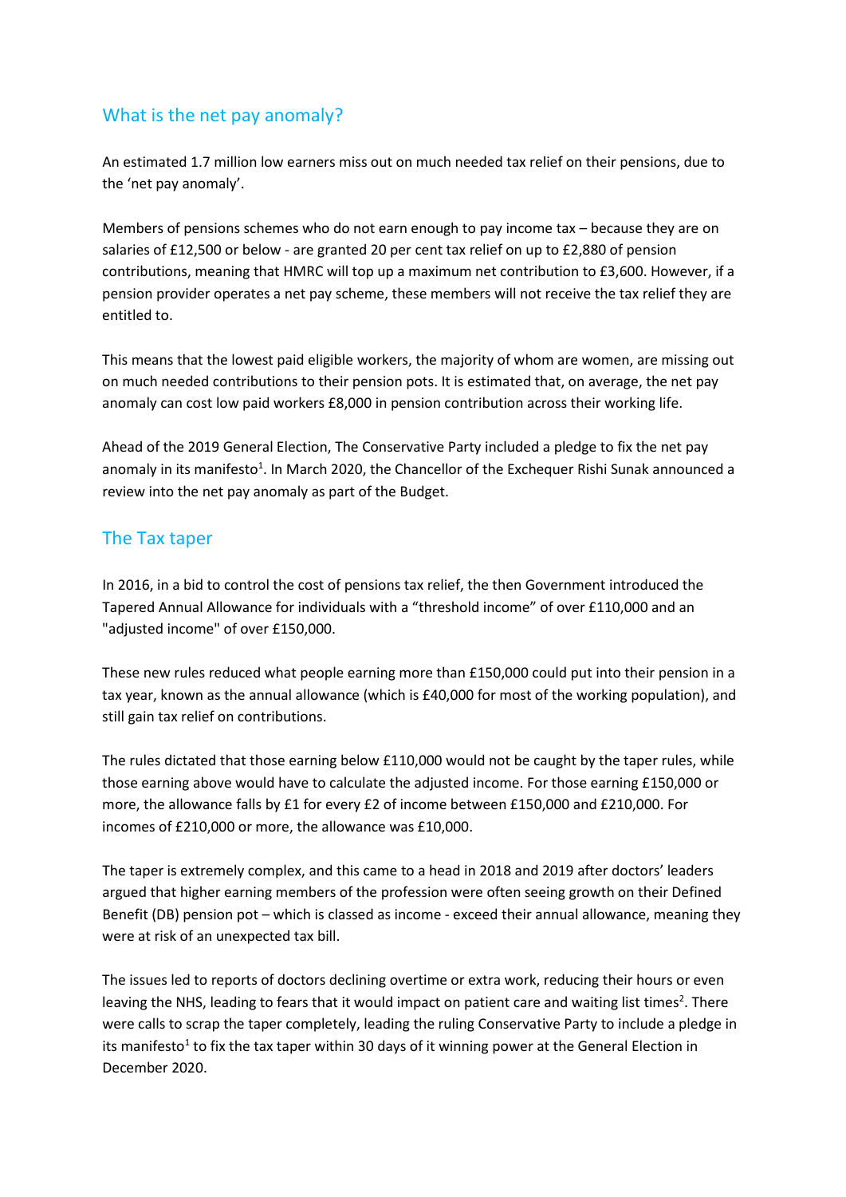## What is the net pay anomaly?

An estimated 1.7 million low earners miss out on much needed tax relief on their pensions, due to the 'net pay anomaly'.

Members of pensions schemes who do not earn enough to pay income tax – because they are on salaries of £12,500 or below - are granted 20 per cent tax relief on up to £2,880 of pension contributions, meaning that HMRC will top up a maximum net contribution to £3,600. However, if a pension provider operates a net pay scheme, these members will not receive the tax relief they are entitled to.

This means that the lowest paid eligible workers, the majority of whom are women, are missing out on much needed contributions to their pension pots. It is estimated that, on average, the net pay anomaly can cost low paid workers £8,000 in pension contribution across their working life.

Ahead of the 2019 General Election, The Conservative Party included a pledge to fix the net pay anomaly in its manifesto[1]. In March 2020, the Chancellor of the Exchequer Rishi Sunak announced a review into the net pay anomaly as part of the Budget.

## The Tax taper

In 2016, in a bid to control the cost of pensions tax relief, the then Government introduced the Tapered Annual Allowance for individuals with a "threshold income" of over £110,000 and an "adjusted income" of over £150,000.

These new rules reduced what people earning more than £150,000 could put into their pension in a tax year, known as the annual allowance (which is £40,000 for most of the working population), and still gain tax relief on contributions.

The rules dictated that those earning below £110,000 would not be caught by the taper rules, while those earning above would have to calculate the adjusted income. For those earning £150,000 or more, the allowance falls by £1 for every £2 of income between £150,000 and £210,000. For incomes of £210,000 or more, the allowance was £10,000.

The taper is extremely complex, and this came to a head in 2018 and 2019 after doctors' leaders argued that higher earning members of the profession were often seeing growth on their Defined Benefit (DB) pension pot – which is classed as income - exceed their annual allowance, meaning they were at risk of an unexpected tax bill.

The issues led to reports of doctors declining overtime or extra work, reducing their hours or even leaving the NHS, leading to fears that it would impact on patient care and waiting list times[2]. There were calls to scrap the taper completely, leading the ruling Conservative Party to include a pledge in its manifesto[1] to fix the tax taper within 30 days of it winning power at the General Election in December 2020.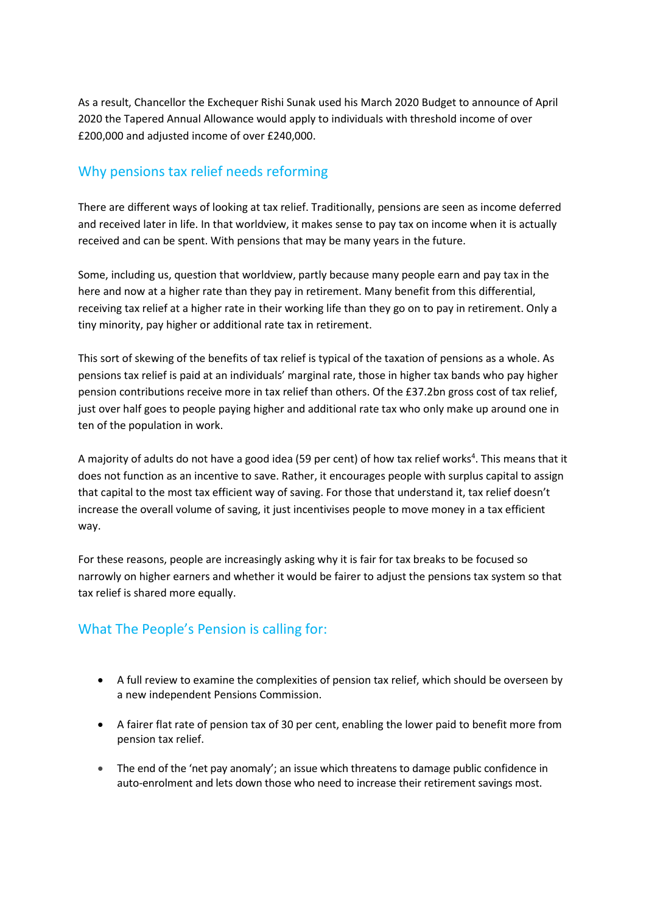As a result, Chancellor the Exchequer Rishi Sunak used his March 2020 Budget to announce of April 2020 the Tapered Annual Allowance would apply to individuals with threshold income of over £200,000 and adjusted income of over £240,000.

## Why pensions tax relief needs reforming

There are different ways of looking at tax relief. Traditionally, pensions are seen as income deferred and received later in life. In that worldview, it makes sense to pay tax on income when it is actually received and can be spent. With pensions that may be many years in the future.

Some, including us, question that worldview, partly because many people earn and pay tax in the here and now at a higher rate than they pay in retirement. Many benefit from this differential, receiving tax relief at a higher rate in their working life than they go on to pay in retirement. Only a tiny minority, pay higher or additional rate tax in retirement.

This sort of skewing of the benefits of tax relief is typical of the taxation of pensions as a whole. As pensions tax relief is paid at an individuals' marginal rate, those in higher tax bands who pay higher pension contributions receive more in tax relief than others. Of the £37.2bn gross cost of tax relief, just over half goes to people paying higher and additional rate tax who only make up around one in ten of the population in work.

A majority of adults do not have a good idea (59 per cent) of how tax relief works[4]. This means that it does not function as an incentive to save. Rather, it encourages people with surplus capital to assign that capital to the most tax efficient way of saving. For those that understand it, tax relief doesn't increase the overall volume of saving, it just incentivises people to move money in a tax efficient way.

For these reasons, people are increasingly asking why it is fair for tax breaks to be focused so narrowly on higher earners and whether it would be fairer to adjust the pensions tax system so that tax relief is shared more equally.

## What The People's Pension is calling for:

- A full review to examine the complexities of pension tax relief, which should be overseen by a new independent Pensions Commission.
- A fairer flat rate of pension tax of 30 per cent, enabling the lower paid to benefit more from pension tax relief.
- The end of the 'net pay anomaly'; an issue which threatens to damage public confidence in auto-enrolment and lets down those who need to increase their retirement savings most.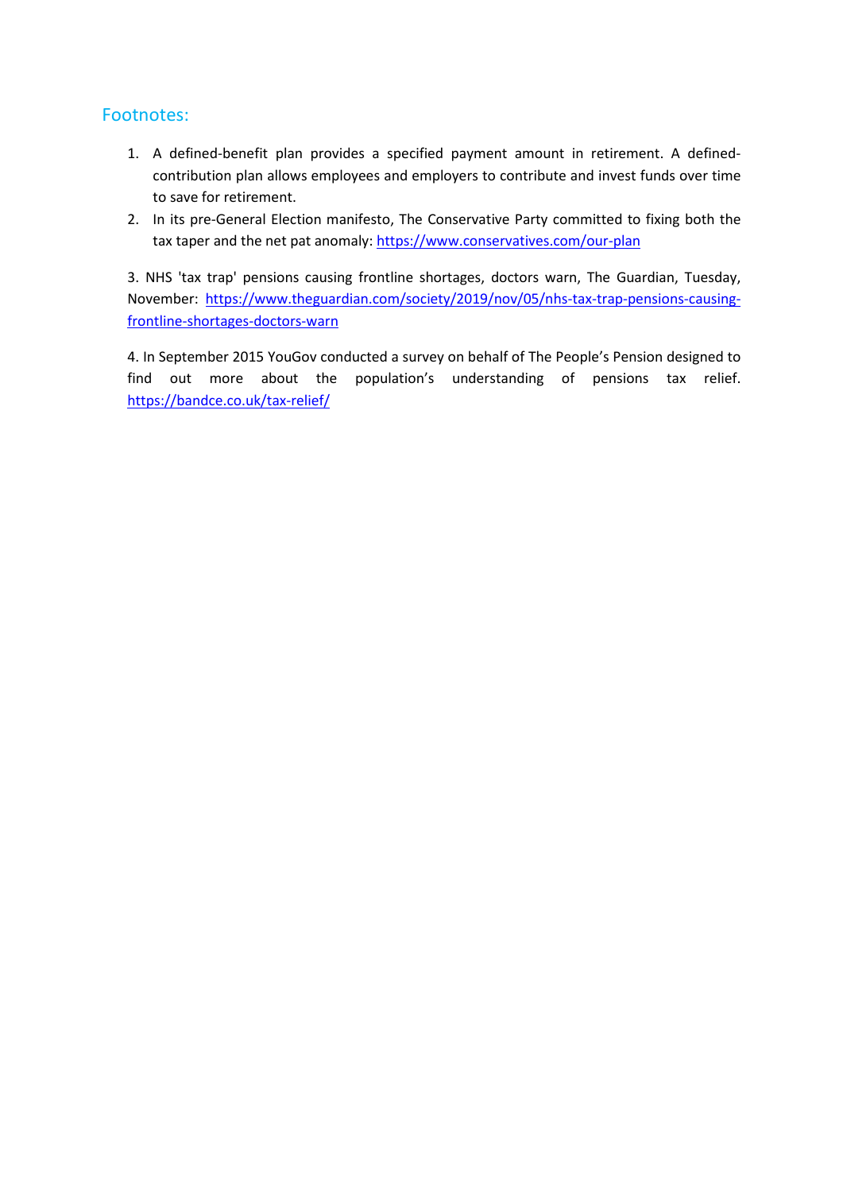## Footnotes:

1. A defined-benefit plan provides a specified payment amount in retirement. A defined-contribution plan allows employees and employers to contribute and invest funds over time to save for retirement.
2. In its pre-General Election manifesto, The Conservative Party committed to fixing both the tax taper and the net pat anomaly: https://www.conservatives.com/our-plan

3. NHS 'tax trap' pensions causing frontline shortages, doctors warn, The Guardian, Tuesday, November: https://www.theguardian.com/society/2019/nov/05/nhs-tax-trap-pensions-causing-frontline-shortages-doctors-warn

4. In September 2015 YouGov conducted a survey on behalf of The People's Pension designed to find out more about the population's understanding of pensions tax relief. https://bandce.co.uk/tax-relief/